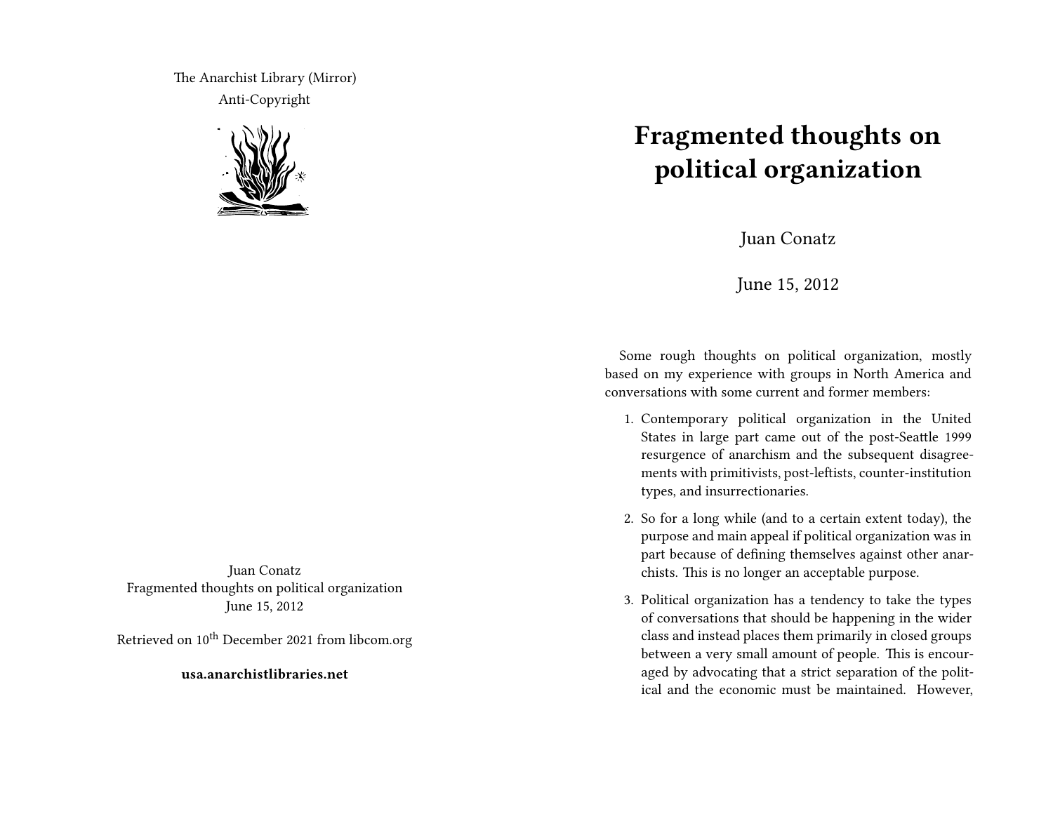The Anarchist Library (Mirror)
Anti-Copyright

Juan Conatz
Fragmented thoughts on political organization
June 15, 2012

Retrieved on 10th December 2021 from libcom.org

**usa.anarchistlibraries.net**

# Fragmented thoughts on political organization

Juan Conatz

June 15, 2012

Some rough thoughts on political organization, mostly based on my experience with groups in North America and conversations with some current and former members:

1. Contemporary political organization in the United States in large part came out of the post-Seattle 1999 resurgence of anarchism and the subsequent disagreements with primitivists, post-leftists, counter-institution types, and insurrectionaries.
2. So for a long while (and to a certain extent today), the purpose and main appeal if political organization was in part because of defining themselves against other anarchists. This is no longer an acceptable purpose.
3. Political organization has a tendency to take the types of conversations that should be happening in the wider class and instead places them primarily in closed groups between a very small amount of people. This is encouraged by advocating that a strict separation of the political and the economic must be maintained. However,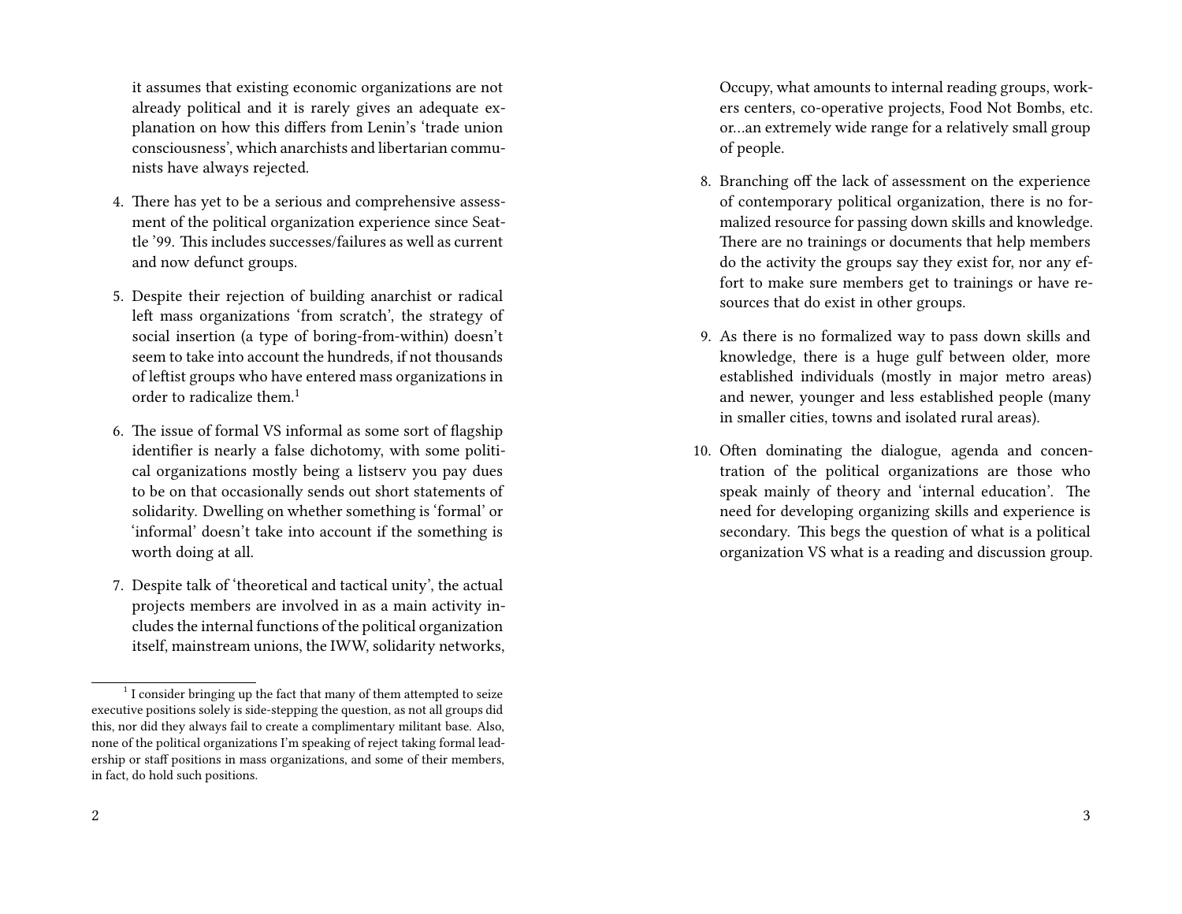it assumes that existing economic organizations are not already political and it is rarely gives an adequate explanation on how this differs from Lenin's 'trade union consciousness', which anarchists and libertarian communists have always rejected.

4. There has yet to be a serious and comprehensive assessment of the political organization experience since Seattle '99. This includes successes/failures as well as current and now defunct groups.

5. Despite their rejection of building anarchist or radical left mass organizations 'from scratch', the strategy of social insertion (a type of boring-from-within) doesn't seem to take into account the hundreds, if not thousands of leftist groups who have entered mass organizations in order to radicalize them.[1]

6. The issue of formal VS informal as some sort of flagship identifier is nearly a false dichotomy, with some political organizations mostly being a listserv you pay dues to be on that occasionally sends out short statements of solidarity. Dwelling on whether something is 'formal' or 'informal' doesn't take into account if the something is worth doing at all.

7. Despite talk of 'theoretical and tactical unity', the actual projects members are involved in as a main activity includes the internal functions of the political organization itself, mainstream unions, the IWW, solidarity networks, Occupy, what amounts to internal reading groups, workers centers, co-operative projects, Food Not Bombs, etc. or…an extremely wide range for a relatively small group of people.

8. Branching off the lack of assessment on the experience of contemporary political organization, there is no formalized resource for passing down skills and knowledge. There are no trainings or documents that help members do the activity the groups say they exist for, nor any effort to make sure members get to trainings or have resources that do exist in other groups.

9. As there is no formalized way to pass down skills and knowledge, there is a huge gulf between older, more established individuals (mostly in major metro areas) and newer, younger and less established people (many in smaller cities, towns and isolated rural areas).

10. Often dominating the dialogue, agenda and concentration of the political organizations are those who speak mainly of theory and 'internal education'. The need for developing organizing skills and experience is secondary. This begs the question of what is a political organization VS what is a reading and discussion group.

[1] I consider bringing up the fact that many of them attempted to seize executive positions solely is side-stepping the question, as not all groups did this, nor did they always fail to create a complimentary militant base. Also, none of the political organizations I'm speaking of reject taking formal leadership or staff positions in mass organizations, and some of their members, in fact, do hold such positions.